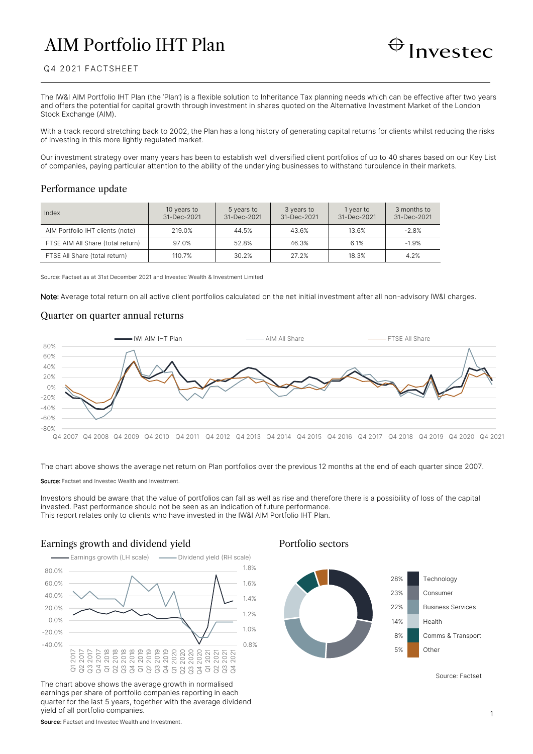# AIM Portfolio IHT Plan

Q4 2021 FACTSHEET

The IW&I AIM Portfolio IHT Plan (the 'Plan') is a flexible solution to Inheritance Tax planning needs which can be effective after two years and offers the potential for capital growth through investment in shares quoted on the Alternative Investment Market of the London Stock Exchange (AIM).

With a track record stretching back to 2002, the Plan has a long history of generating capital returns for clients whilst reducing the risks of investing in this more lightly regulated market.

Our investment strategy over many years has been to establish well diversified client portfolios of up to 40 shares based on our Key List of companies, paying particular attention to the ability of the underlying businesses to withstand turbulence in their markets.

## Performance update

| Index | 10 years to 31-Dec-2021 | 5 years to 31-Dec-2021 | 3 years to 31-Dec-2021 | 1 year to 31-Dec-2021 | 3 months to 31-Dec-2021 |
|---|---|---|---|---|---|
| AIM Portfolio IHT clients (note) | 219.0% | 44.5% | 43.6% | 13.6% | -2.8% |
| FTSE AIM All Share (total return) | 97.0% | 52.8% | 46.3% | 6.1% | -1.9% |
| FTSE All Share (total return) | 110.7% | 30.2% | 27.2% | 18.3% | 4.2% |

Source: Factset as at 31st December 2021 and Investec Wealth & Investment Limited

**Note:** Average total return on all active client portfolios calculated on the net initial investment after all non-advisory IW&I charges.

## Quarter on quarter annual returns

The chart above shows the average net return on Plan portfolios over the previous 12 months at the end of each quarter since 2007.

**Source:** Factset and Investec Wealth and Investment.

Investors should be aware that the value of portfolios can fall as well as rise and therefore there is a possibility of loss of the capital invested. Past performance should not be seen as an indication of future performance.
This report relates only to clients who have invested in the IW&I AIM Portfolio IHT Plan.

## Earnings growth and dividend yield

The chart above shows the average growth in normalised earnings per share of portfolio companies reporting in each quarter for the last 5 years, together with the average dividend yield of all portfolio companies.

**Source:** Factset and Investec Wealth and Investment.

## Portfolio sectors

| Share | Sector |
|---|---|
| 28% | Technology |
| 23% | Consumer |
| 22% | Business Services |
| 14% | Health |
| 8% | Comms & Transport |
| 5% | Other |

Source: Factset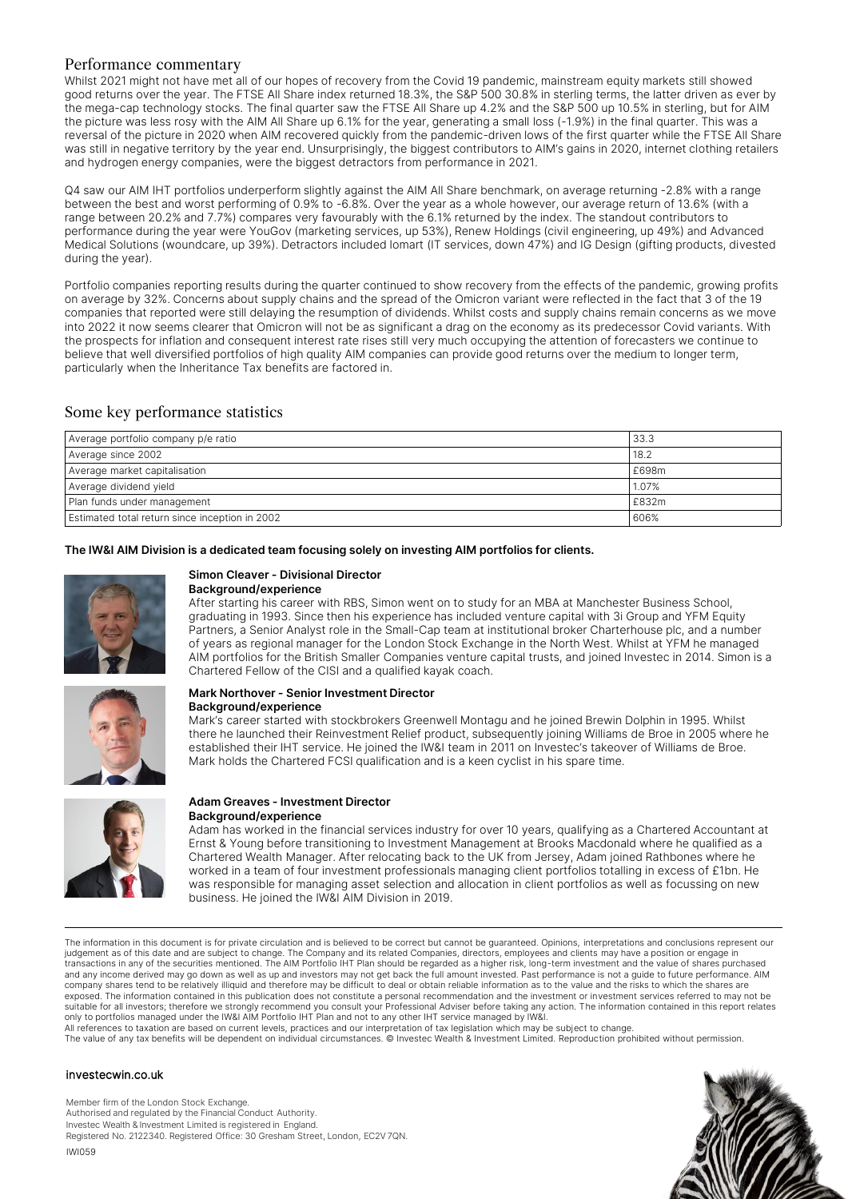## Performance commentary

Whilst 2021 might not have met all of our hopes of recovery from the Covid 19 pandemic, mainstream equity markets still showed good returns over the year. The FTSE All Share index returned 18.3%, the S&P 500 30.8% in sterling terms, the latter driven as ever by the mega-cap technology stocks. The final quarter saw the FTSE All Share up 4.2% and the S&P 500 up 10.5% in sterling, but for AIM the picture was less rosy with the AIM All Share up 6.1% for the year, generating a small loss (-1.9%) in the final quarter. This was a reversal of the picture in 2020 when AIM recovered quickly from the pandemic-driven lows of the first quarter while the FTSE All Share was still in negative territory by the year end. Unsurprisingly, the biggest contributors to AIM's gains in 2020, internet clothing retailers and hydrogen energy companies, were the biggest detractors from performance in 2021.

Q4 saw our AIM IHT portfolios underperform slightly against the AIM All Share benchmark, on average returning -2.8% with a range between the best and worst performing of 0.9% to -6.8%. Over the year as a whole however, our average return of 13.6% (with a range between 20.2% and 7.7%) compares very favourably with the 6.1% returned by the index. The standout contributors to performance during the year were YouGov (marketing services, up 53%), Renew Holdings (civil engineering, up 49%) and Advanced Medical Solutions (woundcare, up 39%). Detractors included Iomart (IT services, down 47%) and IG Design (gifting products, divested during the year).

Portfolio companies reporting results during the quarter continued to show recovery from the effects of the pandemic, growing profits on average by 32%. Concerns about supply chains and the spread of the Omicron variant were reflected in the fact that 3 of the 19 companies that reported were still delaying the resumption of dividends. Whilst costs and supply chains remain concerns as we move into 2022 it now seems clearer that Omicron will not be as significant a drag on the economy as its predecessor Covid variants. With the prospects for inflation and consequent interest rate rises still very much occupying the attention of forecasters we continue to believe that well diversified portfolios of high quality AIM companies can provide good returns over the medium to longer term, particularly when the Inheritance Tax benefits are factored in.

## Some key performance statistics

| | |
|---|---|
| Average portfolio company p/e ratio | 33.3 |
| Average since 2002 | 18.2 |
| Average market capitalisation | £698m |
| Average dividend yield | 1.07% |
| Plan funds under management | £832m |
| Estimated total return since inception in 2002 | 606% |

**The IW&I AIM Division is a dedicated team focusing solely on investing AIM portfolios for clients.**

**Simon Cleaver - Divisional Director**
**Background/experience**

After starting his career with RBS, Simon went on to study for an MBA at Manchester Business School, graduating in 1993. Since then his experience has included venture capital with 3i Group and YFM Equity Partners, a Senior Analyst role in the Small-Cap team at institutional broker Charterhouse plc, and a number of years as regional manager for the London Stock Exchange in the North West. Whilst at YFM he managed AIM portfolios for the British Smaller Companies venture capital trusts, and joined Investec in 2014. Simon is a Chartered Fellow of the CISI and a qualified kayak coach.

**Mark Northover - Senior Investment Director**
**Background/experience**

Mark's career started with stockbrokers Greenwell Montagu and he joined Brewin Dolphin in 1995. Whilst there he launched their Reinvestment Relief product, subsequently joining Williams de Broe in 2005 where he established their IHT service. He joined the IW&I team in 2011 on Investec's takeover of Williams de Broe. Mark holds the Chartered FCSI qualification and is a keen cyclist in his spare time.

**Adam Greaves - Investment Director**
**Background/experience**

Adam has worked in the financial services industry for over 10 years, qualifying as a Chartered Accountant at Ernst & Young before transitioning to Investment Management at Brooks Macdonald where he qualified as a Chartered Wealth Manager. After relocating back to the UK from Jersey, Adam joined Rathbones where he worked in a team of four investment professionals managing client portfolios totalling in excess of £1bn. He was responsible for managing asset selection and allocation in client portfolios as well as focussing on new business. He joined the IW&I AIM Division in 2019.

The information in this document is for private circulation and is believed to be correct but cannot be guaranteed. Opinions, interpretations and conclusions represent our judgement as of this date and are subject to change. The Company and its related Companies, directors, employees and clients may have a position or engage in transactions in any of the securities mentioned. The AIM Portfolio IHT Plan should be regarded as a higher risk, long-term investment and the value of shares purchased and any income derived may go down as well as up and investors may not get back the full amount invested. Past performance is not a guide to future performance. AIM company shares tend to be relatively illiquid and therefore may be difficult to deal or obtain reliable information as to the value and the risks to which the shares are exposed. The information contained in this publication does not constitute a personal recommendation and the investment or investment services referred to may not be suitable for all investors; therefore we strongly recommend you consult your Professional Adviser before taking any action. The information contained in this report relates only to portfolios managed under the IW&I AIM Portfolio IHT Plan and not to any other IHT service managed by IW&I.
All references to taxation are based on current levels, practices and our interpretation of tax legislation which may be subject to change.
The value of any tax benefits will be dependent on individual circumstances. © Investec Wealth & Investment Limited. Reproduction prohibited without permission.

investecwin.co.uk

Member firm of the London Stock Exchange.
Authorised and regulated by the Financial Conduct Authority.
Investec Wealth & Investment Limited is registered in England.
Registered No. 2122340. Registered Office: 30 Gresham Street, London, EC2V 7QN.

IWI059